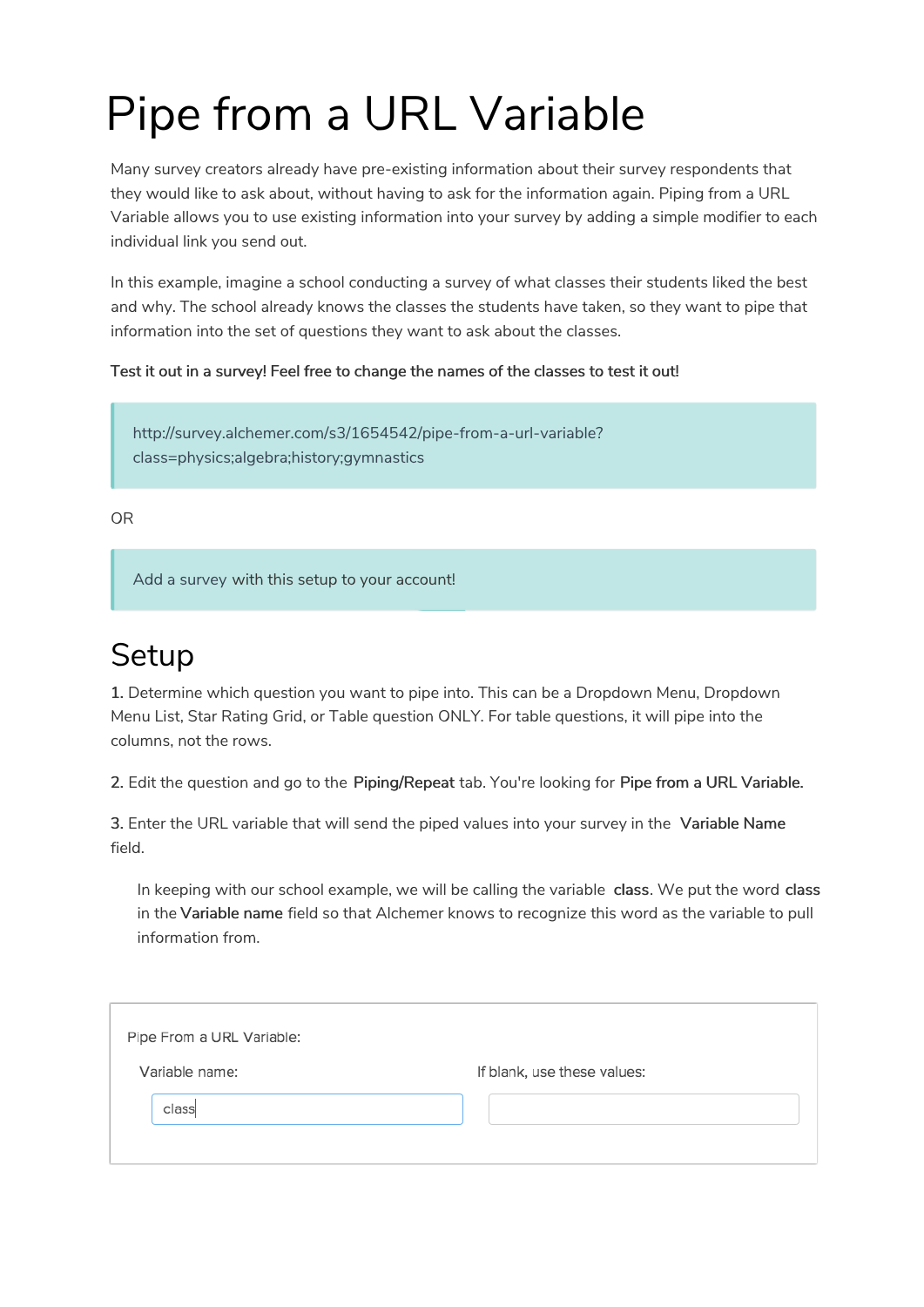# Pipe from a URL Variable

Many survey creators already have pre-existing information about their survey respondents that they would like to ask about, without having to ask for the information again. Piping from a URL Variable allows you to use existing information into your survey by adding a simple modifier to each individual link you send out.

In this example, imagine a school conducting a survey of what classes their students liked the best and why. The school already knows the classes the students have taken, so they want to pipe that information into the set of questions they want to ask about the classes.

**Test it out in a survey! Feel free to change the names of the classes to test it out!**

> http://survey.alchemer.com/s3/1654542/pipe-from-a-url-variable?class=physics;algebra;history;gymnastics

OR

> Add a survey with this setup to your account!

## Setup

**1.** Determine which question you want to pipe into. This can be a Dropdown Menu, Dropdown Menu List, Star Rating Grid, or Table question ONLY. For table questions, it will pipe into the columns, not the rows.

**2.** Edit the question and go to the **Piping/Repeat** tab. You're looking for **Pipe from a URL Variable.**

**3.** Enter the URL variable that will send the piped values into your survey in the **Variable Name** field.

> In keeping with our school example, we will be calling the variable **class**. We put the word **class** in the **Variable name** field so that Alchemer knows to recognize this word as the variable to pull information from.

Pipe From a URL Variable:

| Variable name: | If blank, use these values: |
|---|---|
| class | |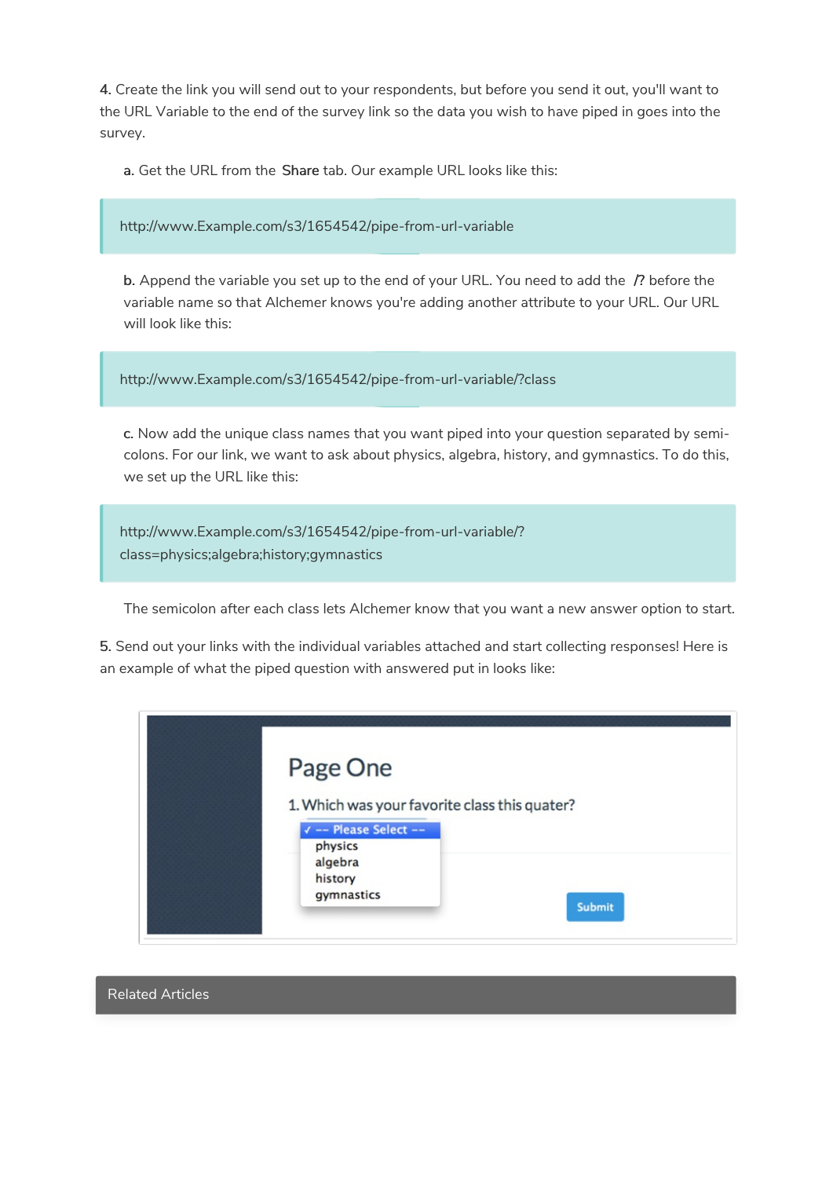4. Create the link you will send out to your respondents, but before you send it out, you'll want to the URL Variable to the end of the survey link so the data you wish to have piped in goes into the survey.

   a. Get the URL from the **Share** tab. Our example URL looks like this:

```
http://www.Example.com/s3/1654542/pipe-from-url-variable
```

   b. Append the variable you set up to the end of your URL. You need to add the /? before the variable name so that Alchemer knows you're adding another attribute to your URL. Our URL will look like this:

```
http://www.Example.com/s3/1654542/pipe-from-url-variable/?class
```

   c. Now add the unique class names that you want piped into your question separated by semi-colons. For our link, we want to ask about physics, algebra, history, and gymnastics. To do this, we set up the URL like this:

```
http://www.Example.com/s3/1654542/pipe-from-url-variable/?class=physics;algebra;history;gymnastics
```

   The semicolon after each class lets Alchemer know that you want a new answer option to start.

5. Send out your links with the individual variables attached and start collecting responses! Here is an example of what the piped question with answered put in looks like:

Page One

1. Which was your favorite class this quater?

-- Please Select --
physics
algebra
history
gymnastics

Submit

Related Articles